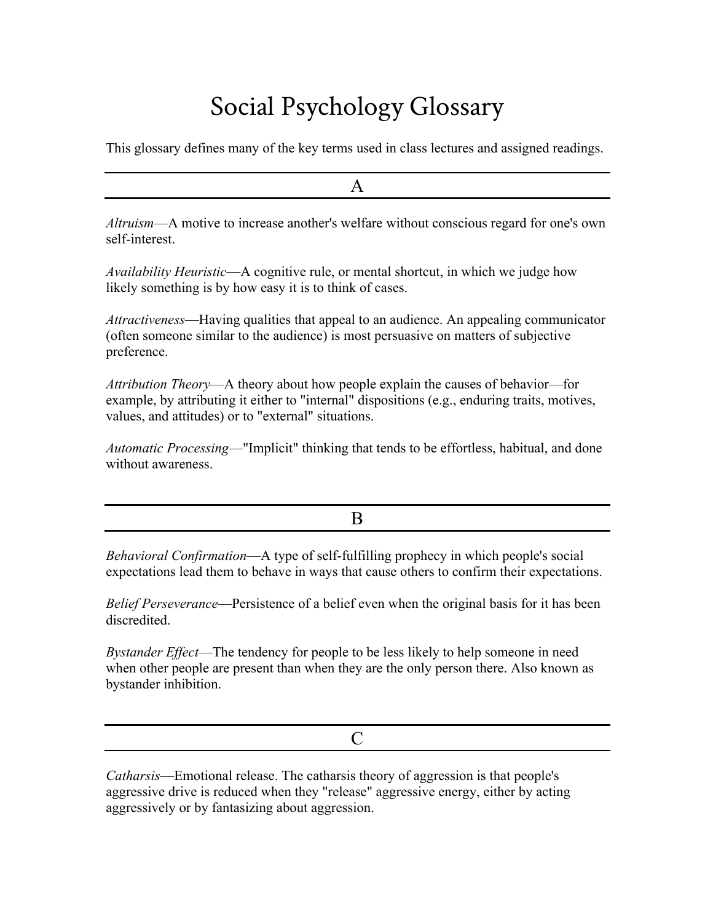# Social Psychology Glossary

This glossary defines many of the key terms used in class lectures and assigned readings.

## A

*Altruism*—A motive to increase another's welfare without conscious regard for one's own self-interest.

*Availability Heuristic*—A cognitive rule, or mental shortcut, in which we judge how likely something is by how easy it is to think of cases.

*Attractiveness*—Having qualities that appeal to an audience. An appealing communicator (often someone similar to the audience) is most persuasive on matters of subjective preference.

*Attribution Theory*—A theory about how people explain the causes of behavior—for example, by attributing it either to "internal" dispositions (e.g., enduring traits, motives, values, and attitudes) or to "external" situations.

*Automatic Processing*—"Implicit" thinking that tends to be effortless, habitual, and done without awareness.

## B

*Behavioral Confirmation*—A type of self-fulfilling prophecy in which people's social expectations lead them to behave in ways that cause others to confirm their expectations.

*Belief Perseverance*—Persistence of a belief even when the original basis for it has been discredited.

*Bystander Effect*—The tendency for people to be less likely to help someone in need when other people are present than when they are the only person there. Also known as bystander inhibition.

## C

*Catharsis*—Emotional release. The catharsis theory of aggression is that people's aggressive drive is reduced when they "release" aggressive energy, either by acting aggressively or by fantasizing about aggression.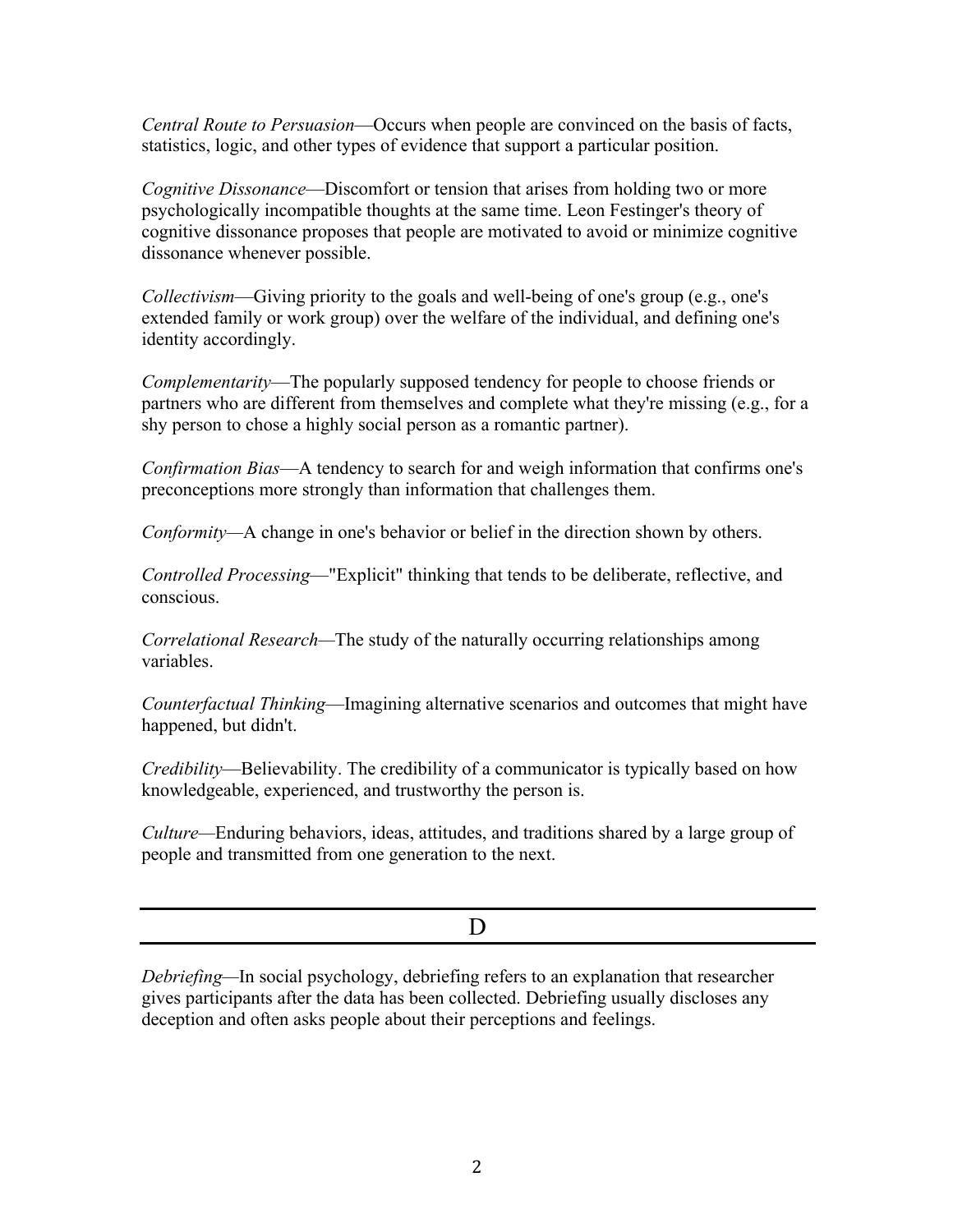*Central Route to Persuasion*—Occurs when people are convinced on the basis of facts, statistics, logic, and other types of evidence that support a particular position.

*Cognitive Dissonance*—Discomfort or tension that arises from holding two or more psychologically incompatible thoughts at the same time. Leon Festinger's theory of cognitive dissonance proposes that people are motivated to avoid or minimize cognitive dissonance whenever possible.

*Collectivism*—Giving priority to the goals and well-being of one's group (e.g., one's extended family or work group) over the welfare of the individual, and defining one's identity accordingly.

*Complementarity*—The popularly supposed tendency for people to choose friends or partners who are different from themselves and complete what they're missing (e.g., for a shy person to chose a highly social person as a romantic partner).

*Confirmation Bias*—A tendency to search for and weigh information that confirms one's preconceptions more strongly than information that challenges them.

*Conformity*—A change in one's behavior or belief in the direction shown by others.

*Controlled Processing*—"Explicit" thinking that tends to be deliberate, reflective, and conscious.

*Correlational Research*—The study of the naturally occurring relationships among variables.

*Counterfactual Thinking*—Imagining alternative scenarios and outcomes that might have happened, but didn't.

*Credibility*—Believability. The credibility of a communicator is typically based on how knowledgeable, experienced, and trustworthy the person is.

*Culture*—Enduring behaviors, ideas, attitudes, and traditions shared by a large group of people and transmitted from one generation to the next.

## D

*Debriefing*—In social psychology, debriefing refers to an explanation that researcher gives participants after the data has been collected. Debriefing usually discloses any deception and often asks people about their perceptions and feelings.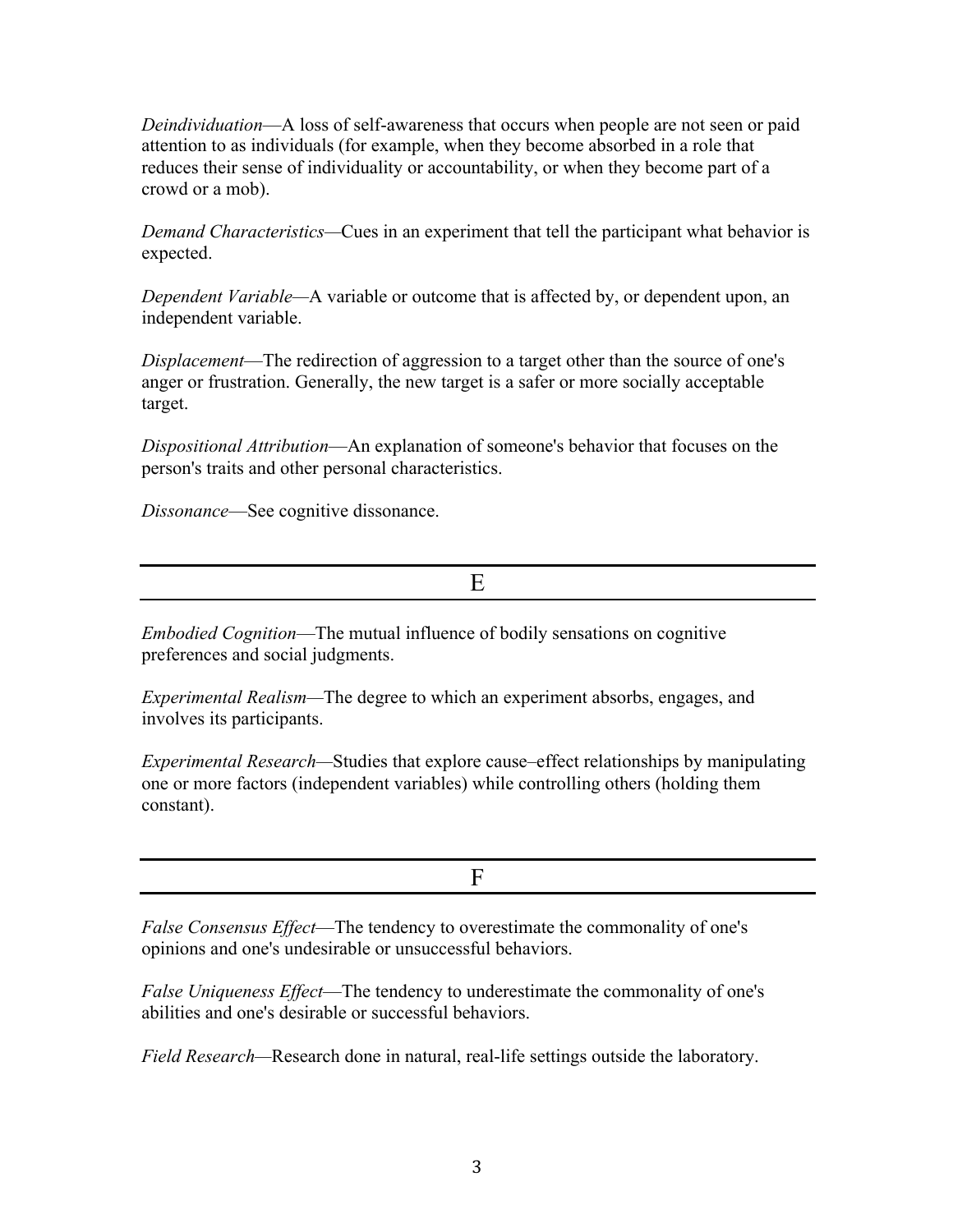*Deindividuation*—A loss of self-awareness that occurs when people are not seen or paid attention to as individuals (for example, when they become absorbed in a role that reduces their sense of individuality or accountability, or when they become part of a crowd or a mob).

*Demand Characteristics*—Cues in an experiment that tell the participant what behavior is expected.

*Dependent Variable*—A variable or outcome that is affected by, or dependent upon, an independent variable.

*Displacement*—The redirection of aggression to a target other than the source of one's anger or frustration. Generally, the new target is a safer or more socially acceptable target.

*Dispositional Attribution*—An explanation of someone's behavior that focuses on the person's traits and other personal characteristics.

*Dissonance*—See cognitive dissonance.

## E

*Embodied Cognition*—The mutual influence of bodily sensations on cognitive preferences and social judgments.

*Experimental Realism*—The degree to which an experiment absorbs, engages, and involves its participants.

*Experimental Research*—Studies that explore cause–effect relationships by manipulating one or more factors (independent variables) while controlling others (holding them constant).

## F

*False Consensus Effect*—The tendency to overestimate the commonality of one's opinions and one's undesirable or unsuccessful behaviors.

*False Uniqueness Effect*—The tendency to underestimate the commonality of one's abilities and one's desirable or successful behaviors.

*Field Research*—Research done in natural, real-life settings outside the laboratory.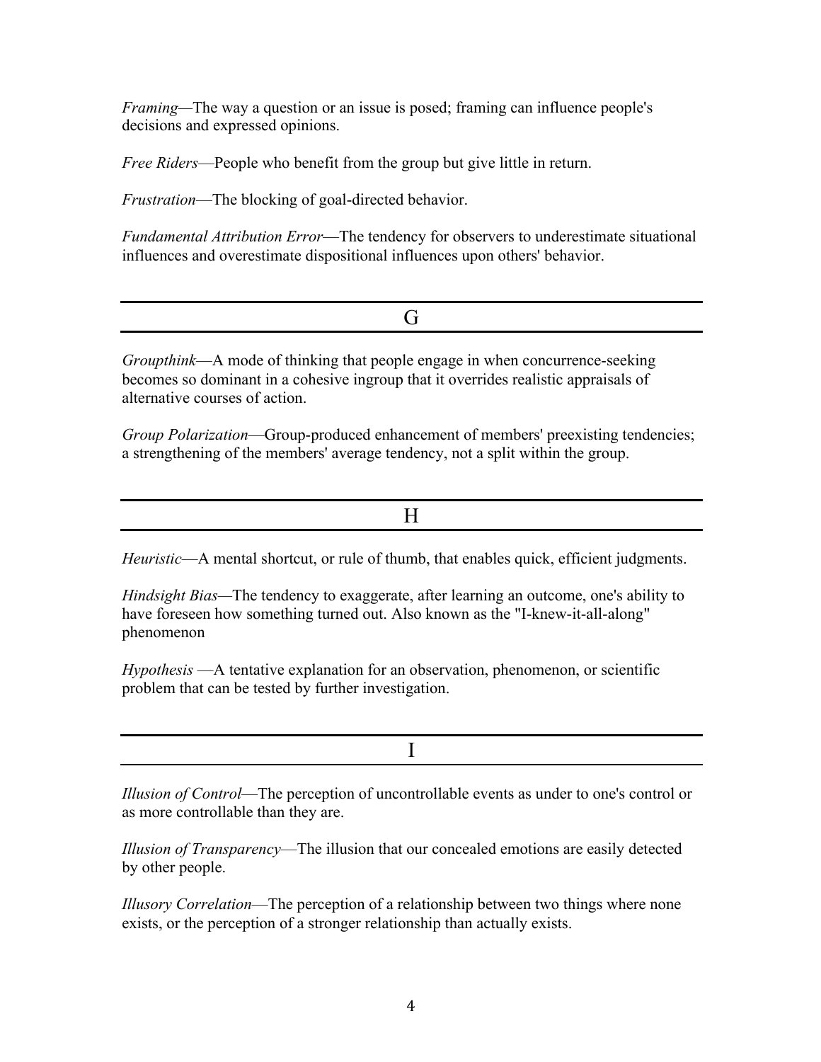*Framing*—The way a question or an issue is posed; framing can influence people's decisions and expressed opinions.

*Free Riders*—People who benefit from the group but give little in return.

*Frustration*—The blocking of goal-directed behavior.

*Fundamental Attribution Error*—The tendency for observers to underestimate situational influences and overestimate dispositional influences upon others' behavior.

## G

*Groupthink*—A mode of thinking that people engage in when concurrence-seeking becomes so dominant in a cohesive ingroup that it overrides realistic appraisals of alternative courses of action.

*Group Polarization*—Group-produced enhancement of members' preexisting tendencies; a strengthening of the members' average tendency, not a split within the group.

## H

*Heuristic*—A mental shortcut, or rule of thumb, that enables quick, efficient judgments.

*Hindsight Bias*—The tendency to exaggerate, after learning an outcome, one's ability to have foreseen how something turned out. Also known as the "I-knew-it-all-along" phenomenon

*Hypothesis* —A tentative explanation for an observation, phenomenon, or scientific problem that can be tested by further investigation.

## I

*Illusion of Control*—The perception of uncontrollable events as under to one's control or as more controllable than they are.

*Illusion of Transparency*—The illusion that our concealed emotions are easily detected by other people.

*Illusory Correlation*—The perception of a relationship between two things where none exists, or the perception of a stronger relationship than actually exists.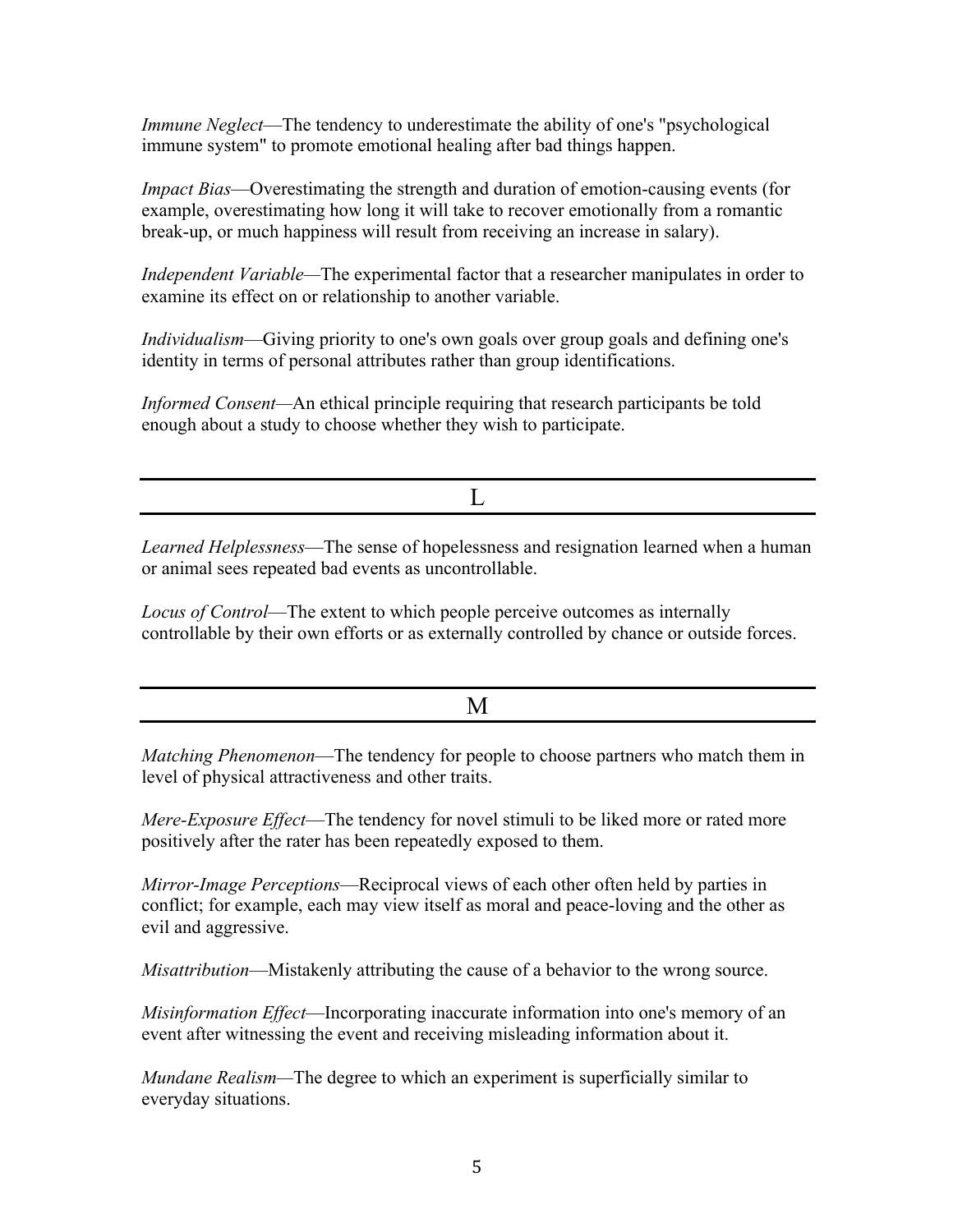*Immune Neglect*—The tendency to underestimate the ability of one's "psychological immune system" to promote emotional healing after bad things happen.

*Impact Bias*—Overestimating the strength and duration of emotion-causing events (for example, overestimating how long it will take to recover emotionally from a romantic break-up, or much happiness will result from receiving an increase in salary).

*Independent Variable*—The experimental factor that a researcher manipulates in order to examine its effect on or relationship to another variable.

*Individualism*—Giving priority to one's own goals over group goals and defining one's identity in terms of personal attributes rather than group identifications.

*Informed Consent*—An ethical principle requiring that research participants be told enough about a study to choose whether they wish to participate.

## L

*Learned Helplessness*—The sense of hopelessness and resignation learned when a human or animal sees repeated bad events as uncontrollable.

*Locus of Control*—The extent to which people perceive outcomes as internally controllable by their own efforts or as externally controlled by chance or outside forces.

## M

*Matching Phenomenon*—The tendency for people to choose partners who match them in level of physical attractiveness and other traits.

*Mere-Exposure Effect*—The tendency for novel stimuli to be liked more or rated more positively after the rater has been repeatedly exposed to them.

*Mirror-Image Perceptions*—Reciprocal views of each other often held by parties in conflict; for example, each may view itself as moral and peace-loving and the other as evil and aggressive.

*Misattribution*—Mistakenly attributing the cause of a behavior to the wrong source.

*Misinformation Effect*—Incorporating inaccurate information into one's memory of an event after witnessing the event and receiving misleading information about it.

*Mundane Realism*—The degree to which an experiment is superficially similar to everyday situations.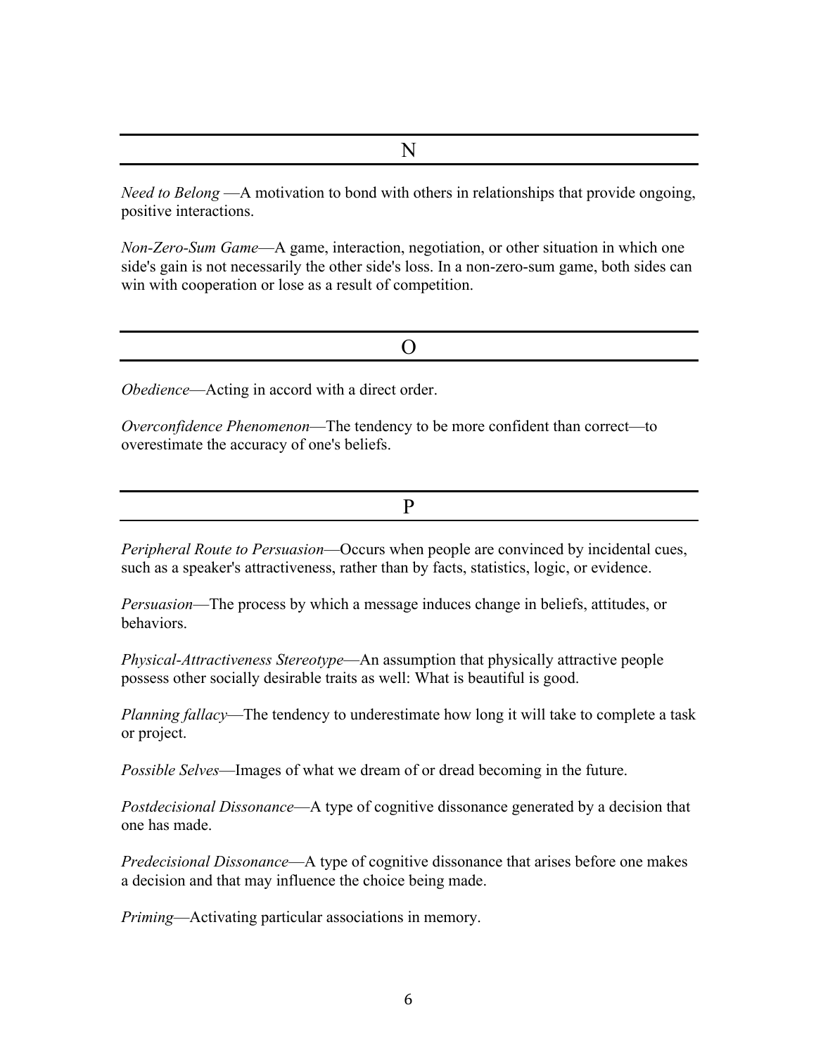## N

*Need to Belong* —A motivation to bond with others in relationships that provide ongoing, positive interactions.

*Non-Zero-Sum Game*—A game, interaction, negotiation, or other situation in which one side's gain is not necessarily the other side's loss. In a non-zero-sum game, both sides can win with cooperation or lose as a result of competition.

## O

*Obedience*—Acting in accord with a direct order.

*Overconfidence Phenomenon*—The tendency to be more confident than correct—to overestimate the accuracy of one's beliefs.

## P

*Peripheral Route to Persuasion*—Occurs when people are convinced by incidental cues, such as a speaker's attractiveness, rather than by facts, statistics, logic, or evidence.

*Persuasion*—The process by which a message induces change in beliefs, attitudes, or behaviors.

*Physical-Attractiveness Stereotype*—An assumption that physically attractive people possess other socially desirable traits as well: What is beautiful is good.

*Planning fallacy*—The tendency to underestimate how long it will take to complete a task or project.

*Possible Selves*—Images of what we dream of or dread becoming in the future.

*Postdecisional Dissonance*—A type of cognitive dissonance generated by a decision that one has made.

*Predecisional Dissonance*—A type of cognitive dissonance that arises before one makes a decision and that may influence the choice being made.

*Priming*—Activating particular associations in memory.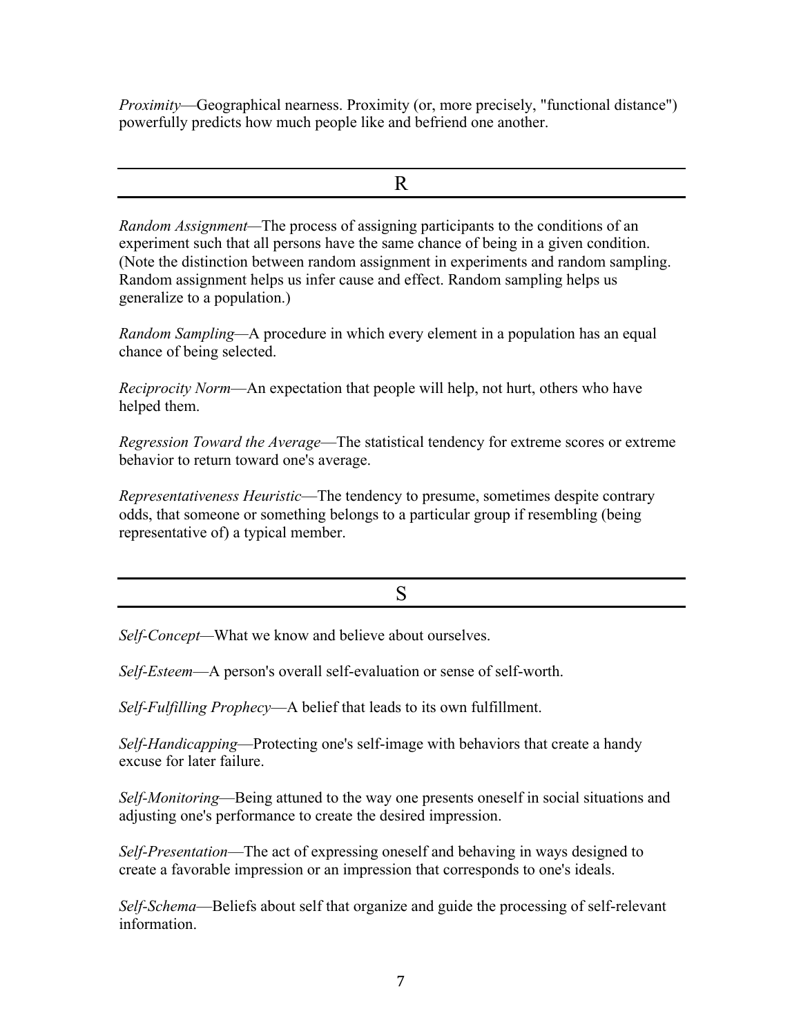*Proximity*—Geographical nearness. Proximity (or, more precisely, "functional distance") powerfully predicts how much people like and befriend one another.

## R

*Random Assignment*—The process of assigning participants to the conditions of an experiment such that all persons have the same chance of being in a given condition. (Note the distinction between random assignment in experiments and random sampling. Random assignment helps us infer cause and effect. Random sampling helps us generalize to a population.)

*Random Sampling*—A procedure in which every element in a population has an equal chance of being selected.

*Reciprocity Norm*—An expectation that people will help, not hurt, others who have helped them.

*Regression Toward the Average*—The statistical tendency for extreme scores or extreme behavior to return toward one's average.

*Representativeness Heuristic*—The tendency to presume, sometimes despite contrary odds, that someone or something belongs to a particular group if resembling (being representative of) a typical member.

## S

*Self-Concept*—What we know and believe about ourselves.

*Self-Esteem*—A person's overall self-evaluation or sense of self-worth.

*Self-Fulfilling Prophecy*—A belief that leads to its own fulfillment.

*Self-Handicapping*—Protecting one's self-image with behaviors that create a handy excuse for later failure.

*Self-Monitoring*—Being attuned to the way one presents oneself in social situations and adjusting one's performance to create the desired impression.

*Self-Presentation*—The act of expressing oneself and behaving in ways designed to create a favorable impression or an impression that corresponds to one's ideals.

*Self-Schema*—Beliefs about self that organize and guide the processing of self-relevant information.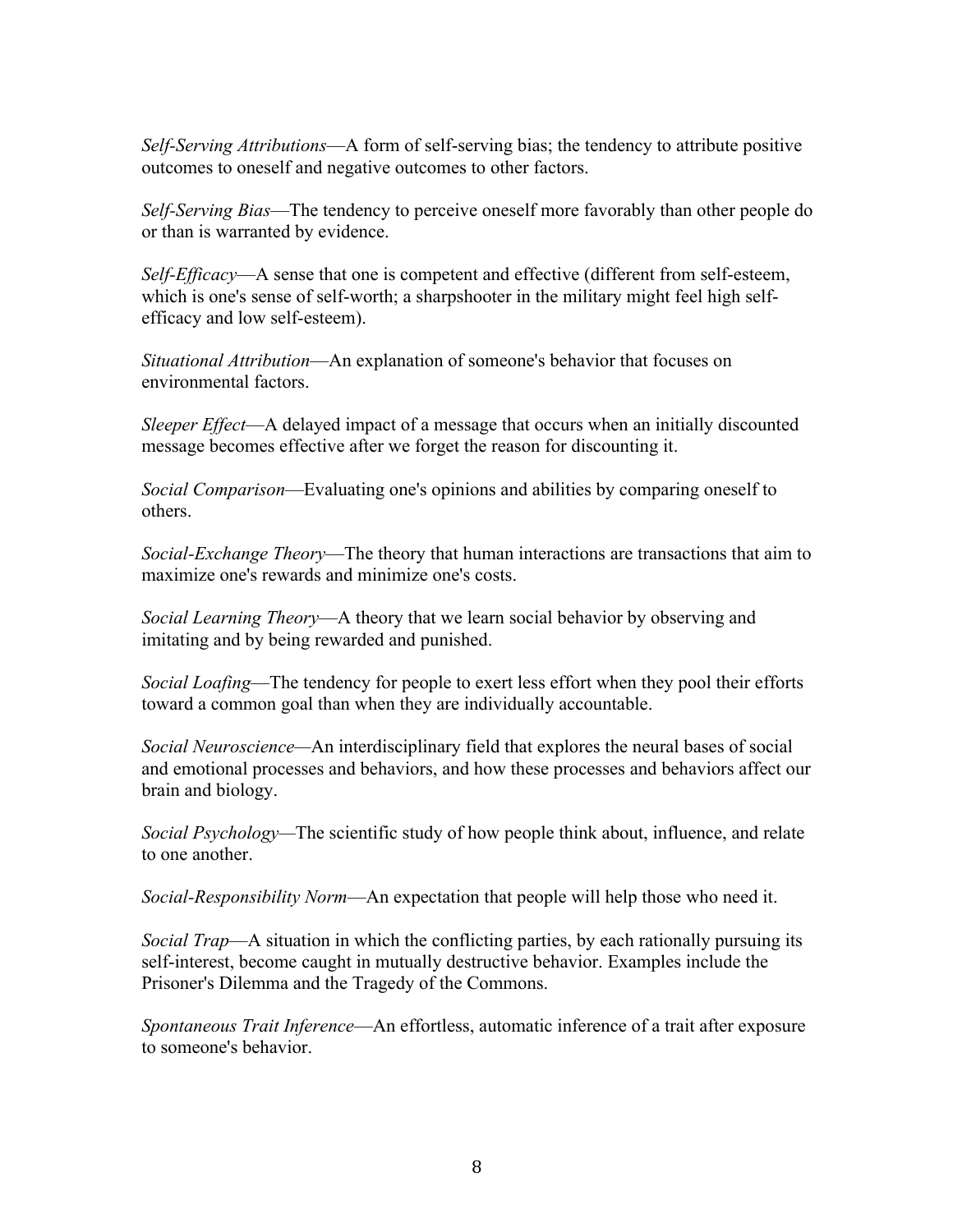*Self-Serving Attributions*—A form of self-serving bias; the tendency to attribute positive outcomes to oneself and negative outcomes to other factors.

*Self-Serving Bias*—The tendency to perceive oneself more favorably than other people do or than is warranted by evidence.

*Self-Efficacy*—A sense that one is competent and effective (different from self-esteem, which is one's sense of self-worth; a sharpshooter in the military might feel high self-efficacy and low self-esteem).

*Situational Attribution*—An explanation of someone's behavior that focuses on environmental factors.

*Sleeper Effect*—A delayed impact of a message that occurs when an initially discounted message becomes effective after we forget the reason for discounting it.

*Social Comparison*—Evaluating one's opinions and abilities by comparing oneself to others.

*Social-Exchange Theory*—The theory that human interactions are transactions that aim to maximize one's rewards and minimize one's costs.

*Social Learning Theory*—A theory that we learn social behavior by observing and imitating and by being rewarded and punished.

*Social Loafing*—The tendency for people to exert less effort when they pool their efforts toward a common goal than when they are individually accountable.

*Social Neuroscience*—An interdisciplinary field that explores the neural bases of social and emotional processes and behaviors, and how these processes and behaviors affect our brain and biology.

*Social Psychology*—The scientific study of how people think about, influence, and relate to one another.

*Social-Responsibility Norm*—An expectation that people will help those who need it.

*Social Trap*—A situation in which the conflicting parties, by each rationally pursuing its self-interest, become caught in mutually destructive behavior. Examples include the Prisoner's Dilemma and the Tragedy of the Commons.

*Spontaneous Trait Inference*—An effortless, automatic inference of a trait after exposure to someone's behavior.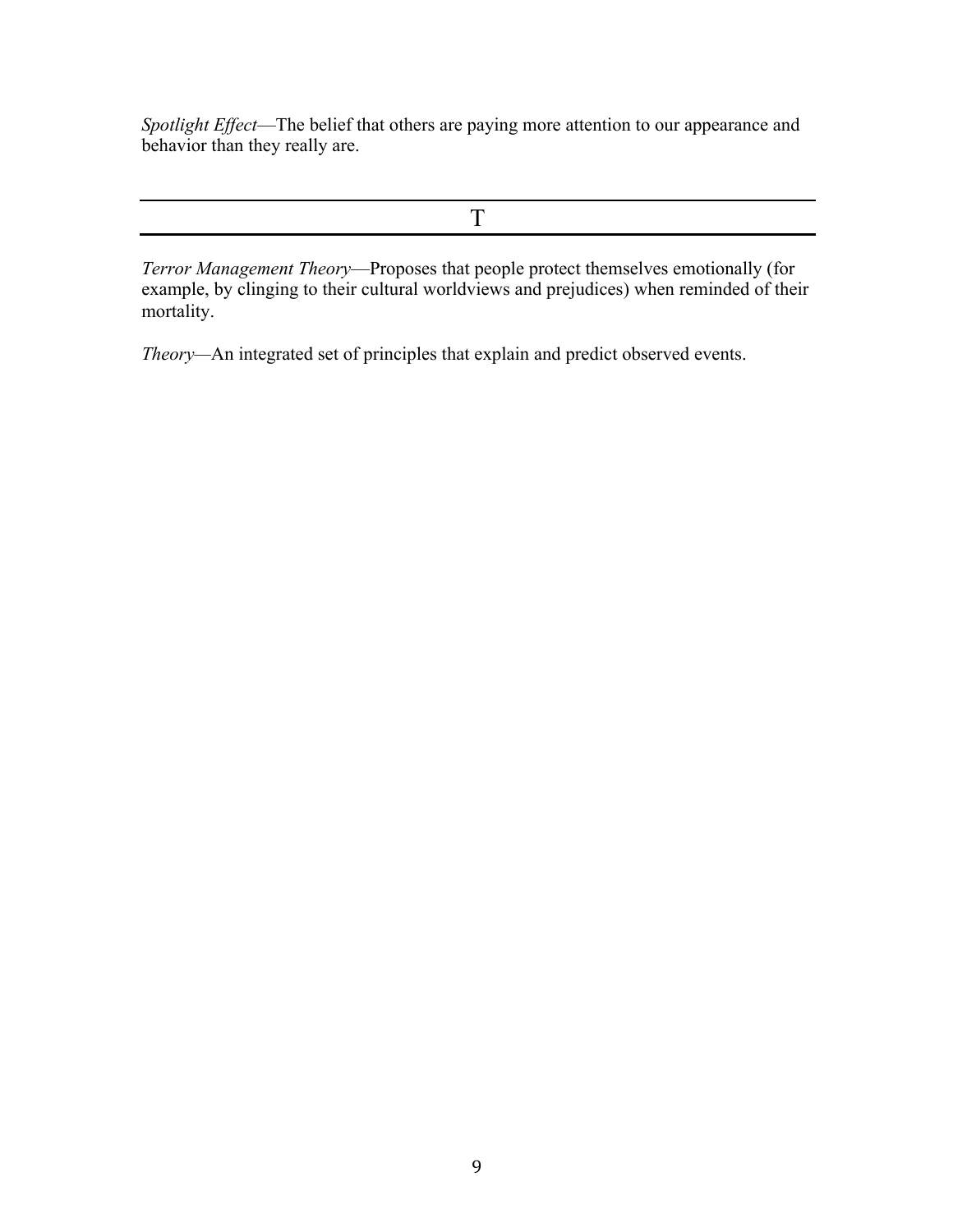*Spotlight Effect*—The belief that others are paying more attention to our appearance and behavior than they really are.

## T

*Terror Management Theory*—Proposes that people protect themselves emotionally (for example, by clinging to their cultural worldviews and prejudices) when reminded of their mortality.

*Theory*—An integrated set of principles that explain and predict observed events.